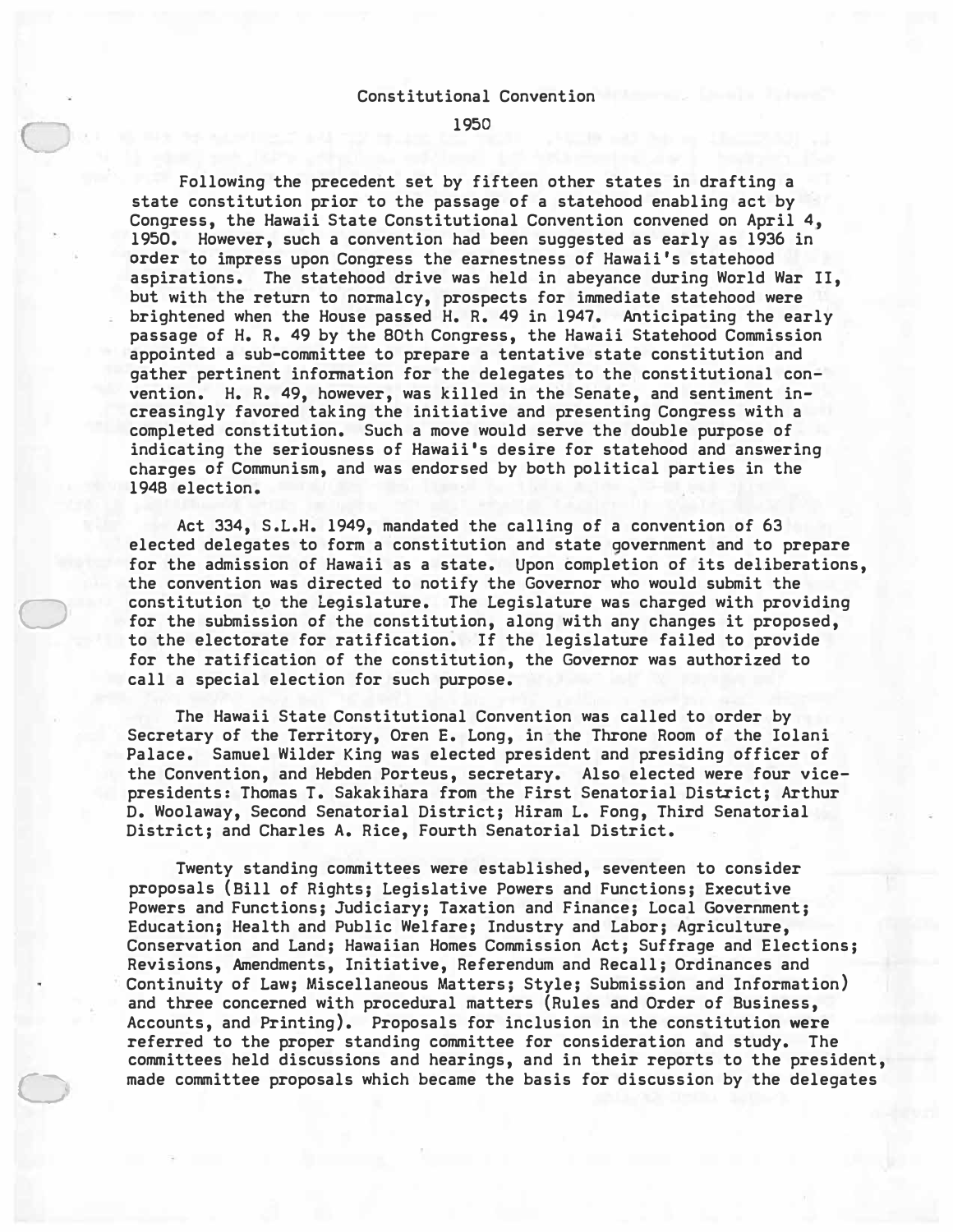# Constitutional Convention

## 1950

Following the precedent set by fifteen other states in drafting a state constitution prior to the passage of a statehood enabling act by Congress, the Hawaii State Constitutional Convention convened on April 4, 1950. However, such a convention had been suggested as early as 1936 in order to impress upon Congress the earnestness of Hawaii's statehood aspirations. The statehood drive was held in abeyance during World War II, but with the return to normalcy, prospects for immediate statehood were brightened when the House passed H. R. 49 in 1947. Anticipating the early passage of H. R. 49 by the 80th Congress, the Hawaii Statehood Commission appointed a sub-committee to prepare a tentative state constitution and gather pertinent information for the delegates to the constitutional convention. H. R. 49, however, was killed in the Senate, and sentiment increasingly favored taking the initiative and presenting Congress with a completed constitution. Such a move would serve the double purpose of indicating the seriousness of Hawaii's desire for statehood and answering charges of Communism, and was endorsed by both political parties in the 1948 election.

Act 334, S.L.H. 1949, mandated the calling of a convention of 63 elected delegates to form a constitution and state government and to prepare for the admission of Hawaii as a state. Upon completion of its deliberations, the convention was directed to notify the Governor who would submit the constitution to the Legislature. The Legislature was charged with providing for the submission of the constitution, along with any changes it proposed, to the electorate for ratification. If the legislature failed to provide for the ratification of the constitution, the Governor was authorized to call a special election for such purpose.

The Hawaii State Constitutional Convention was called to order by Secretary of the Territory, Oren E. Long, in the Throne Room of the Iolani Palace. Samuel Wilder King was elected president and presiding officer of the Convention, and Hebden Porteus, secretary. Also elected were four vice-presidents: Thomas T. Sakakihara from the First Senatorial District; Arthur D. Woolaway, Second Senatorial District; Hiram L. Fong, Third Senatorial District; and Charles A. Rice, Fourth Senatorial District.

Twenty standing committees were established, seventeen to consider proposals (Bill of Rights; Legislative Powers and Functions; Executive Powers and Functions; Judiciary; Taxation and Finance; Local Government; Education; Health and Public Welfare; Industry and Labor; Agriculture, Conservation and Land; Hawaiian Homes Commission Act; Suffrage and Elections; Revisions, Amendments, Initiative, Referendum and Recall; Ordinances and Continuity of Law; Miscellaneous Matters; Style; Submission and Information) and three concerned with procedural matters (Rules and Order of Business, Accounts, and Printing). Proposals for inclusion in the constitution were referred to the proper standing committee for consideration and study. The committees held discussions and hearings, and in their reports to the president, made committee proposals which became the basis for discussion by the delegates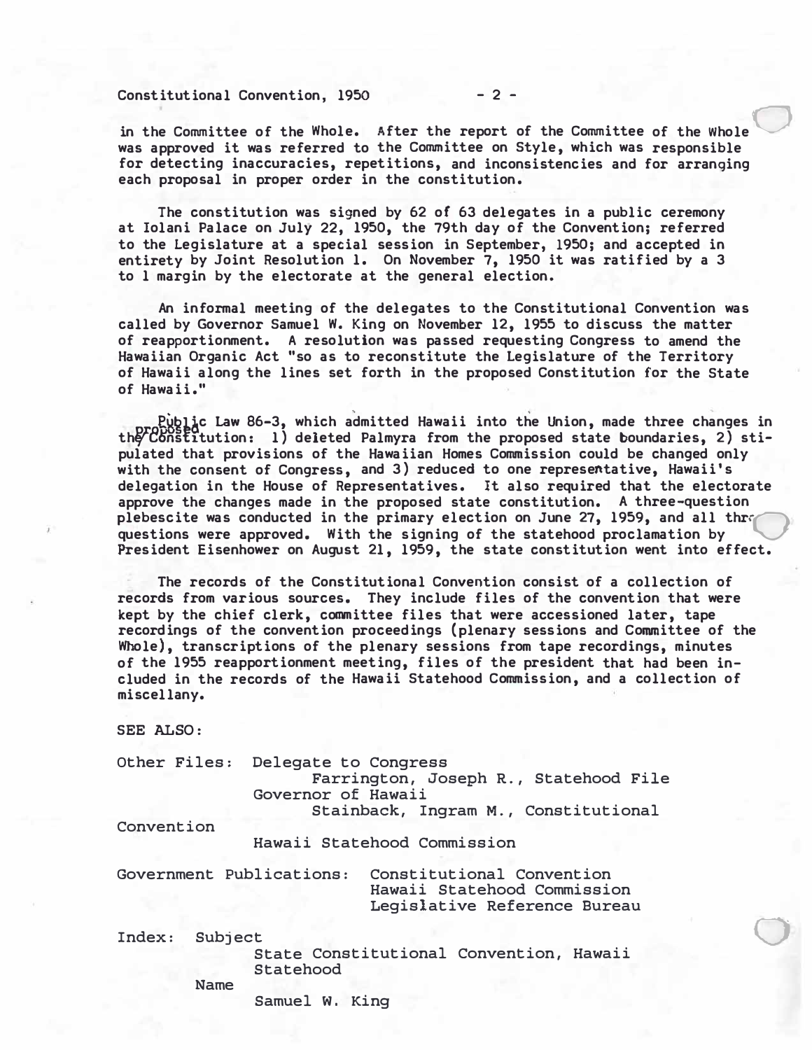in the Committee of the Whole. After the report of the Committee of the Whole was approved it was referred to the Committee on Style, which was responsible for detecting inaccuracies, repetitions, and inconsistencies and for arranging each proposal in proper order in the constitution.

The constitution was signed by 62 of 63 delegates in a public ceremony at Iolani Palace on July 22, 1950, the 79th day of the Convention; referred to the Legislature at a special session in September, 1950; and accepted in entirety by Joint Resolution 1. On November 7, 1950 it was ratified by a 3 to 1 margin by the electorate at the general election.

An informal meeting of the delegates to the Constitutional Convention was called by Governor Samuel W. King on November 12, 1955 to discuss the matter of reapportionment. A resolution was passed requesting Congress to amend the Hawaiian Organic Act "so as to reconstitute the Legislature of the Territory of Hawaii along the lines set forth in the proposed Constitution for the State of Hawaii."

Public Law 86-3, which admitted Hawaii into the Union, made three changes in the proposed Constitution: 1) deleted Palmyra from the proposed state boundaries, 2) stipulated that provisions of the Hawaiian Homes Commission could be changed only with the consent of Congress, and 3) reduced to one representative, Hawaii's delegation in the House of Representatives. It also required that the electorate approve the changes made in the proposed state constitution. A three-question plebescite was conducted in the primary election on June 27, 1959, and all three questions were approved. With the signing of the statehood proclamation by President Eisenhower on August 21, 1959, the state constitution went into effect.

The records of the Constitutional Convention consist of a collection of records from various sources. They include files of the convention that were kept by the chief clerk, committee files that were accessioned later, tape recordings of the convention proceedings (plenary sessions and Committee of the Whole), transcriptions of the plenary sessions from tape recordings, minutes of the 1955 reapportionment meeting, files of the president that had been included in the records of the Hawaii Statehood Commission, and a collection of miscellany.

SEE ALSO:

Other Files: Delegate to Congress
- Farrington, Joseph R., Statehood File

Governor of Hawaii
- Stainback, Ingram M., Constitutional Convention

Hawaii Statehood Commission

Government Publications: Constitutional Convention
- Hawaii Statehood Commission
- Legislative Reference Bureau

Index: Subject
- State Constitutional Convention, Hawaii
- Statehood

Name
- Samuel W. King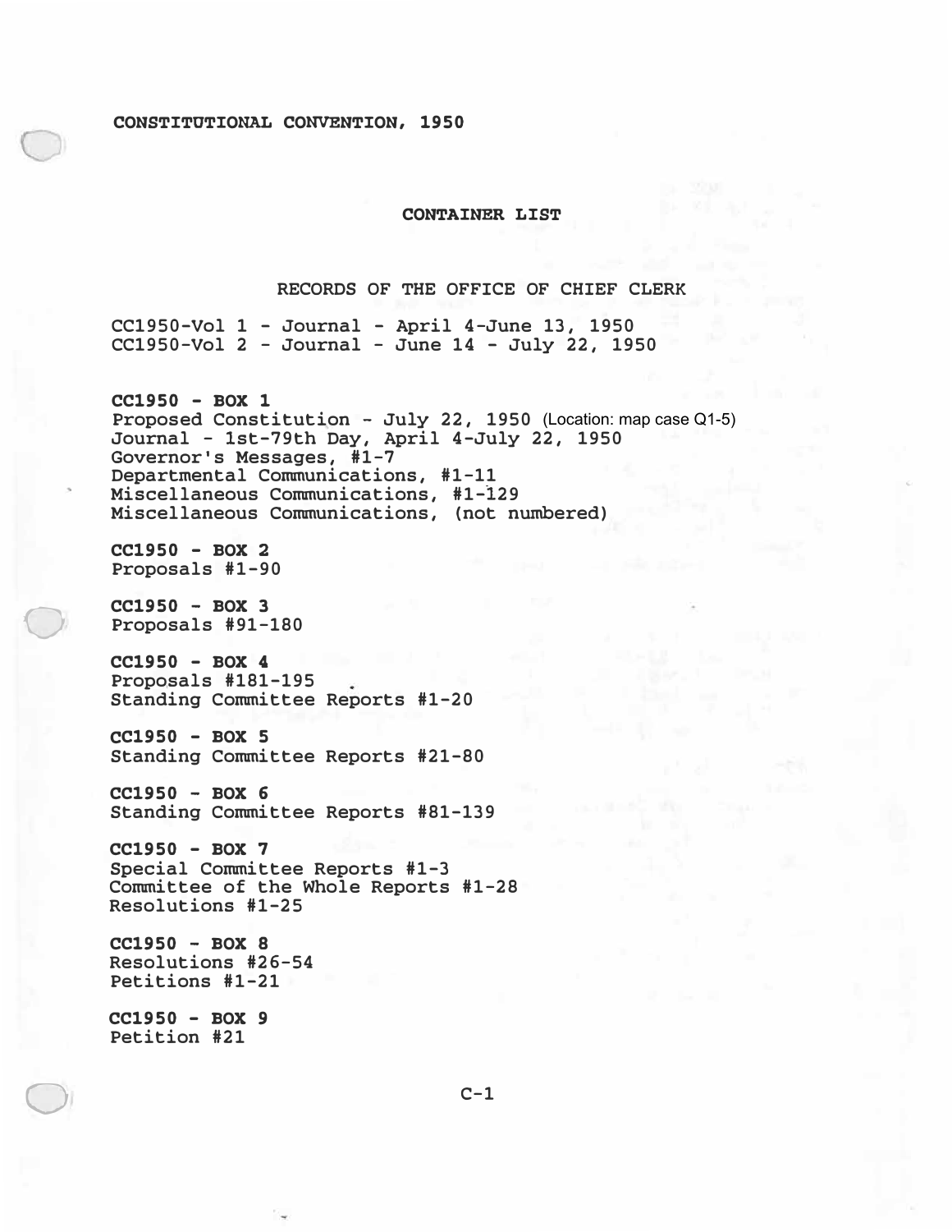# CONSTITUTIONAL CONVENTION, 1950

## CONTAINER LIST

### RECORDS OF THE OFFICE OF CHIEF CLERK

CC1950-Vol 1 - Journal - April 4-June 13, 1950
CC1950-Vol 2 - Journal - June 14 - July 22, 1950

**CC1950 - BOX 1**
Proposed Constitution - July 22, 1950 (Location: map case Q1-5)
Journal - 1st-79th Day, April 4-July 22, 1950
Governor's Messages, #1-7
Departmental Communications, #1-11
Miscellaneous Communications, #1-129
Miscellaneous Communications, (not numbered)

**CC1950 - BOX 2**
Proposals #1-90

**CC1950 - BOX 3**
Proposals #91-180

**CC1950 - BOX 4**
Proposals #181-195
Standing Committee Reports #1-20

**CC1950 - BOX 5**
Standing Committee Reports #21-80

**CC1950 - BOX 6**
Standing Committee Reports #81-139

**CC1950 - BOX 7**
Special Committee Reports #1-3
Committee of the Whole Reports #1-28
Resolutions #1-25

**CC1950 - BOX 8**
Resolutions #26-54
Petitions #1-21

**CC1950 - BOX 9**
Petition #21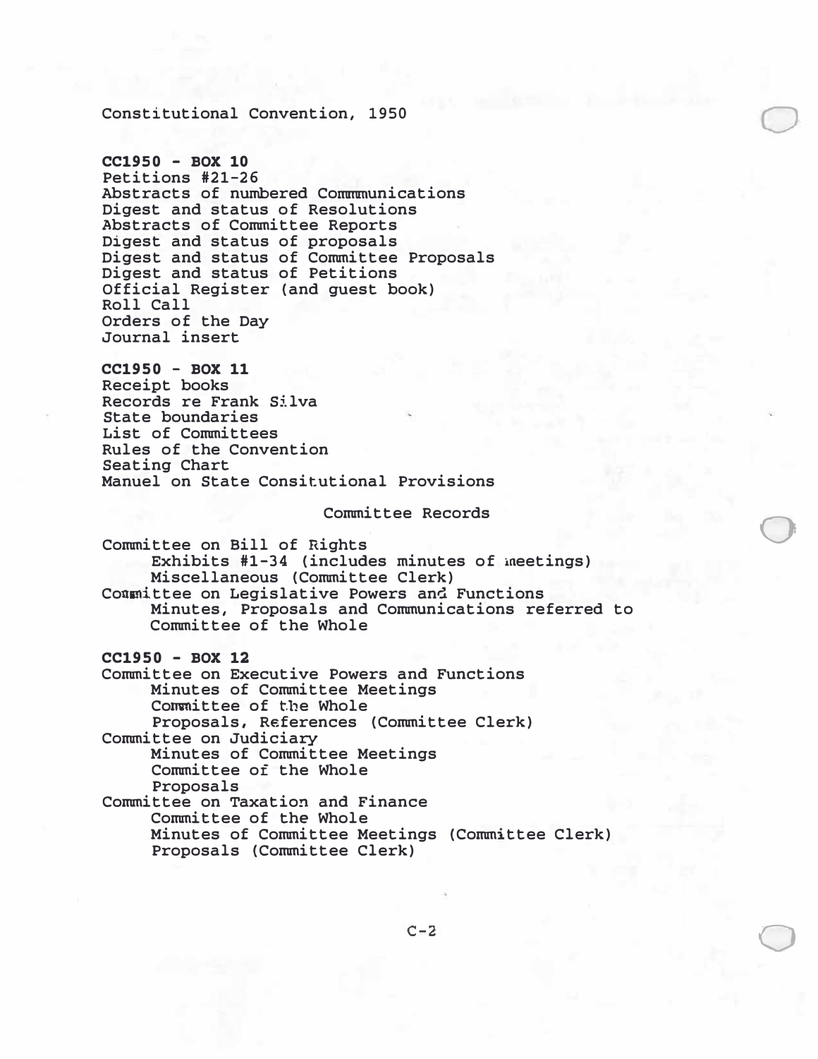Constitutional Convention, 1950

**CC1950 - BOX 10**

Petitions #21-26
Abstracts of numbered Communications
Digest and status of Resolutions
Abstracts of Committee Reports
Digest and status of proposals
Digest and status of Committee Proposals
Digest and status of Petitions
Official Register (and guest book)
Roll Call
Orders of the Day
Journal insert

**CC1950 - BOX 11**

Receipt books
Records re Frank Silva
State boundaries
List of Committees
Rules of the Convention
Seating Chart
Manuel on State Consitutional Provisions

Committee Records

Committee on Bill of Rights
- Exhibits #1-34 (includes minutes of meetings)
- Miscellaneous (Committee Clerk)

Committee on Legislative Powers and Functions
- Minutes, Proposals and Communications referred to Committee of the Whole

**CC1950 - BOX 12**

Committee on Executive Powers and Functions
- Minutes of Committee Meetings
- Committee of the Whole
- Proposals, References (Committee Clerk)

Committee on Judiciary
- Minutes of Committee Meetings
- Committee of the Whole
- Proposals

Committee on Taxation and Finance
- Committee of the Whole
- Minutes of Committee Meetings (Committee Clerk)
- Proposals (Committee Clerk)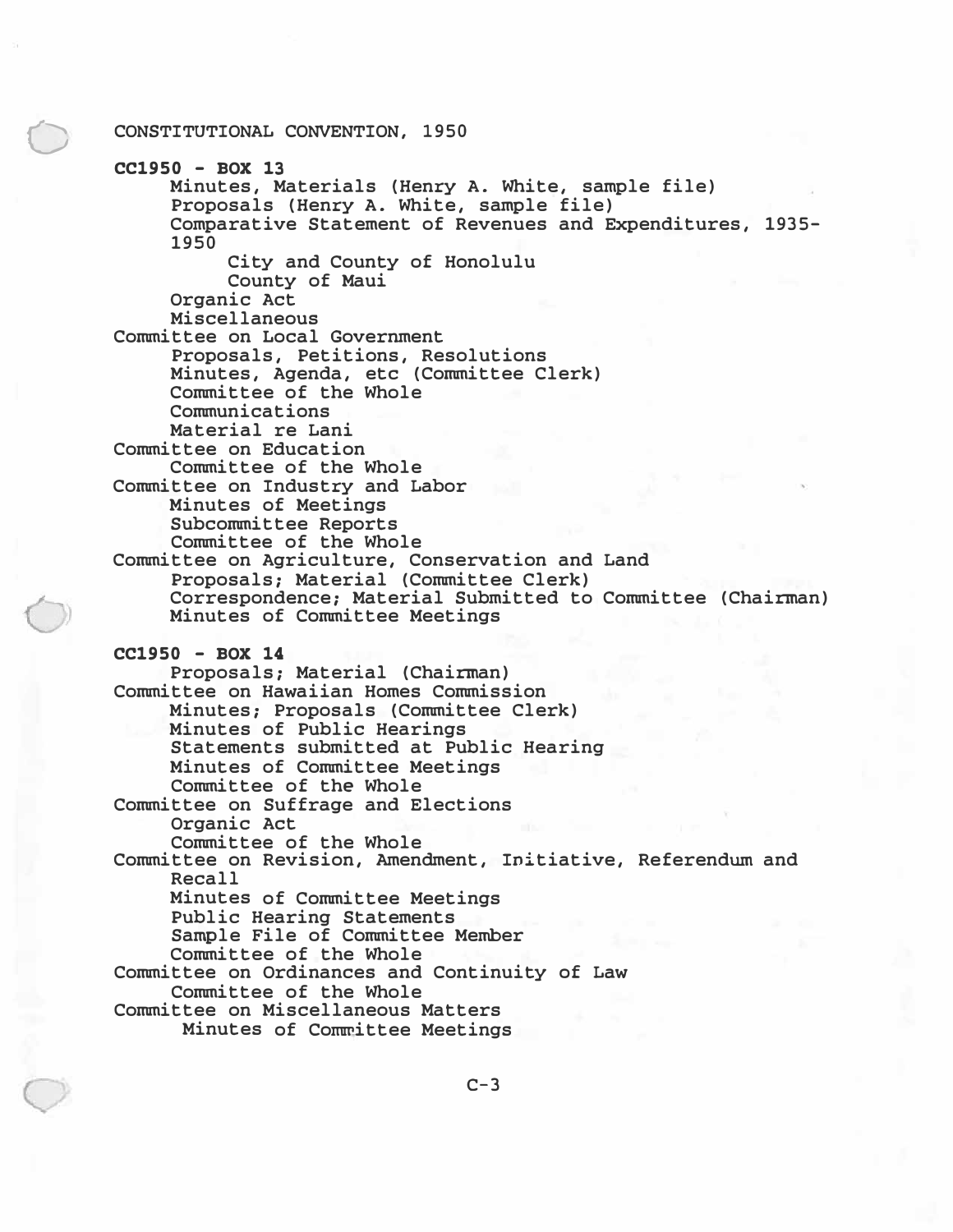CONSTITUTIONAL CONVENTION, 1950

**CC1950 - BOX 13**

- Minutes, Materials (Henry A. White, sample file)
- Proposals (Henry A. White, sample file)
- Comparative Statement of Revenues and Expenditures, 1935-1950
    - City and County of Honolulu
    - County of Maui
- Organic Act
- Miscellaneous

Committee on Local Government

- Proposals, Petitions, Resolutions
- Minutes, Agenda, etc (Committee Clerk)
- Committee of the Whole
- Communications
- Material re Lani

Committee on Education

- Committee of the Whole

Committee on Industry and Labor

- Minutes of Meetings
- Subcommittee Reports
- Committee of the Whole

Committee on Agriculture, Conservation and Land

- Proposals; Material (Committee Clerk)
- Correspondence; Material Submitted to Committee (Chairman)
- Minutes of Committee Meetings

**CC1950 - BOX 14**

- Proposals; Material (Chairman)

Committee on Hawaiian Homes Commission

- Minutes; Proposals (Committee Clerk)
- Minutes of Public Hearings
- Statements submitted at Public Hearing
- Minutes of Committee Meetings
- Committee of the Whole

Committee on Suffrage and Elections

- Organic Act
- Committee of the Whole

Committee on Revision, Amendment, Initiative, Referendum and Recall

- Minutes of Committee Meetings
- Public Hearing Statements
- Sample File of Committee Member
- Committee of the Whole

Committee on Ordinances and Continuity of Law

- Committee of the Whole

Committee on Miscellaneous Matters

- Minutes of Committee Meetings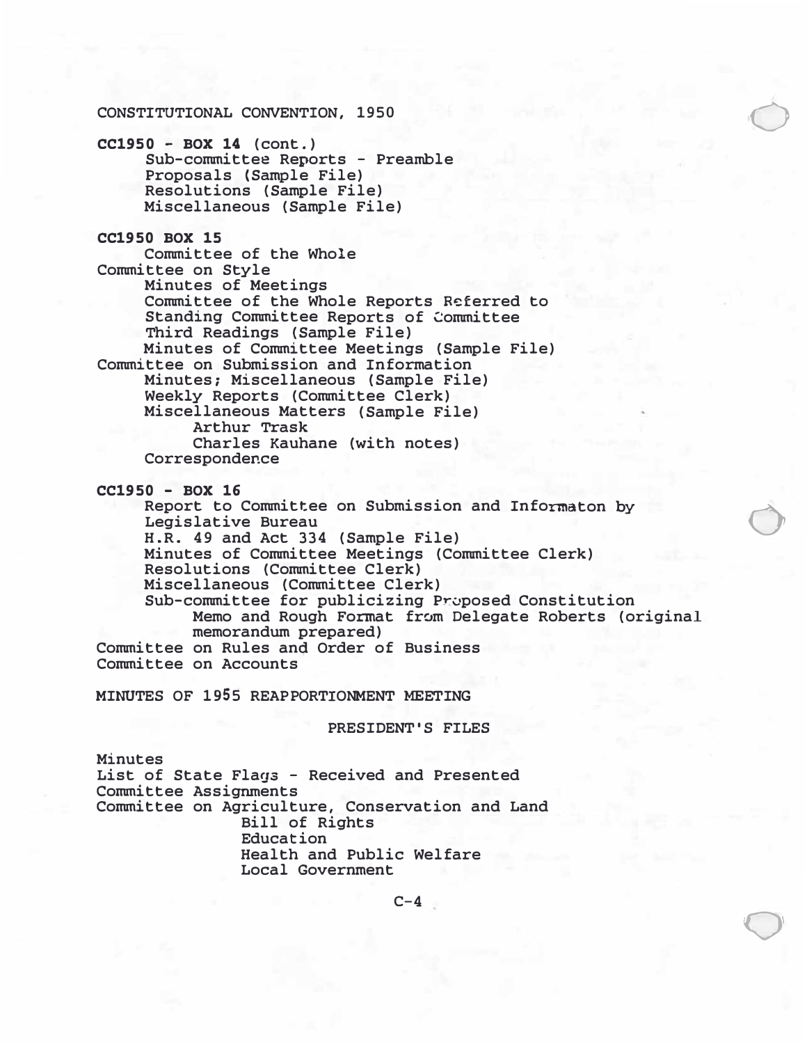CONSTITUTIONAL CONVENTION, 1950

**CC1950 - BOX 14** (cont.)

- Sub-committee Reports - Preamble
- Proposals (Sample File)
- Resolutions (Sample File)
- Miscellaneous (Sample File)

**CC1950 BOX 15**

- Committee of the Whole

Committee on Style

- Minutes of Meetings
- Committee of the Whole Reports Referred to
- Standing Committee Reports of Committee
- Third Readings (Sample File)
- Minutes of Committee Meetings (Sample File)

Committee on Submission and Information

- Minutes; Miscellaneous (Sample File)
- Weekly Reports (Committee Clerk)
- Miscellaneous Matters (Sample File)
    - Arthur Trask
    - Charles Kauhane (with notes)
- Correspondence

**CC1950 - BOX 16**

- Report to Committee on Submission and Informaton by Legislative Bureau
- H.R. 49 and Act 334 (Sample File)
- Minutes of Committee Meetings (Committee Clerk)
- Resolutions (Committee Clerk)
- Miscellaneous (Committee Clerk)
- Sub-committee for publicizing Proposed Constitution
    - Memo and Rough Format from Delegate Roberts (original memorandum prepared)

Committee on Rules and Order of Business

Committee on Accounts

MINUTES OF 1955 REAPPORTIONMENT MEETING

PRESIDENT'S FILES

Minutes

List of State Flags - Received and Presented

Committee Assignments

Committee on Agriculture, Conservation and Land

- Bill of Rights
- Education
- Health and Public Welfare
- Local Government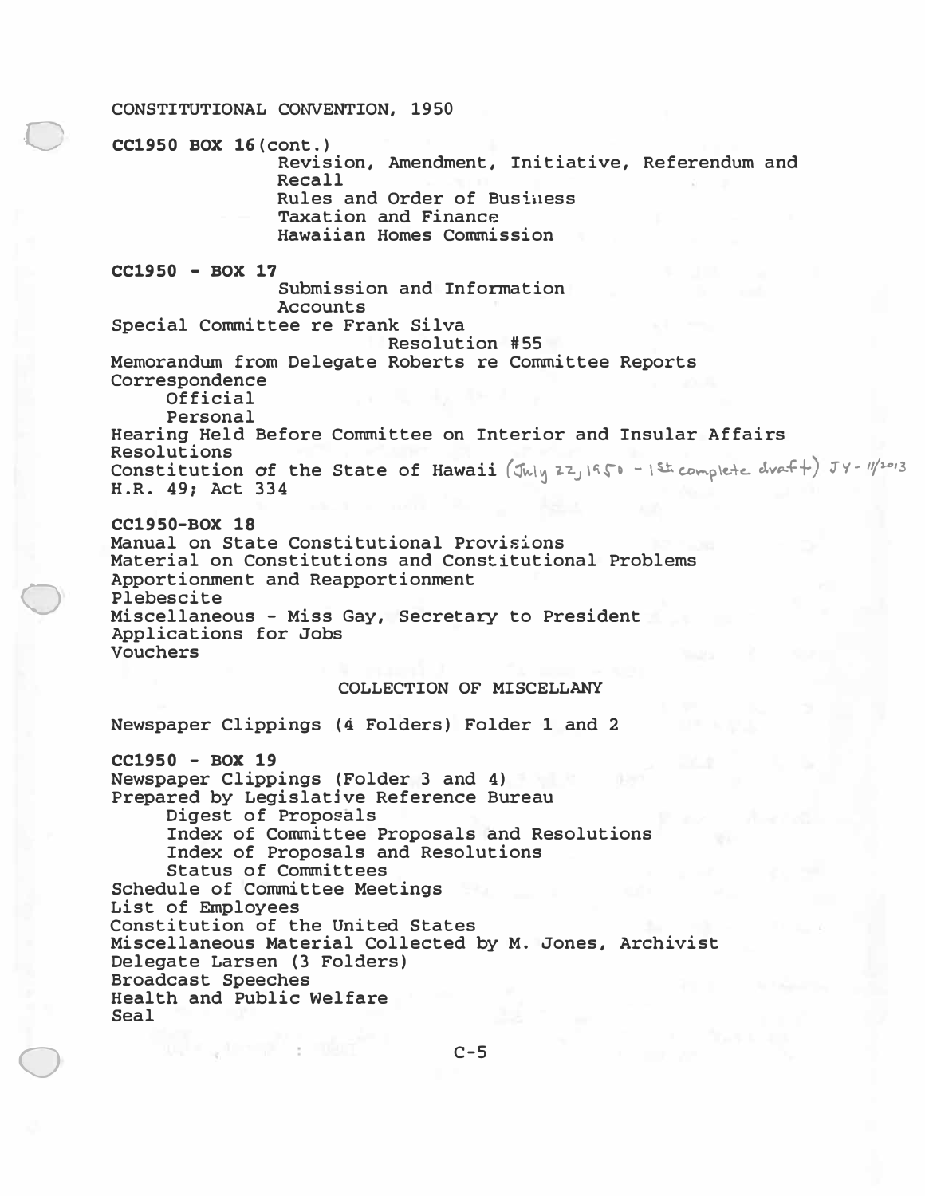CONSTITUTIONAL CONVENTION, 1950

**CC1950 BOX 16** (cont.)

- Revision, Amendment, Initiative, Referendum and Recall
- Rules and Order of Business
- Taxation and Finance
- Hawaiian Homes Commission

**CC1950 - BOX 17**

- Submission and Information
- Accounts

Special Committee re Frank Silva
- Resolution #55

Memorandum from Delegate Roberts re Committee Reports

Correspondence
- Official
- Personal

Hearing Held Before Committee on Interior and Insular Affairs

Resolutions

Constitution of the State of Hawaii (July 22, 1950 - 1st complete draft) JY - 11/2013

H.R. 49; Act 334

**CC1950-BOX 18**

Manual on State Constitutional Provisions

Material on Constitutions and Constitutional Problems

Apportionment and Reapportionment

Plebescite

Miscellaneous - Miss Gay, Secretary to President

Applications for Jobs

Vouchers

COLLECTION OF MISCELLANY

Newspaper Clippings (4 Folders) Folder 1 and 2

**CC1950 - BOX 19**

Newspaper Clippings (Folder 3 and 4)

Prepared by Legislative Reference Bureau
- Digest of Proposals
- Index of Committee Proposals and Resolutions
- Index of Proposals and Resolutions
- Status of Committees

Schedule of Committee Meetings

List of Employees

Constitution of the United States

Miscellaneous Material Collected by M. Jones, Archivist

Delegate Larsen (3 Folders)

Broadcast Speeches

Health and Public Welfare

Seal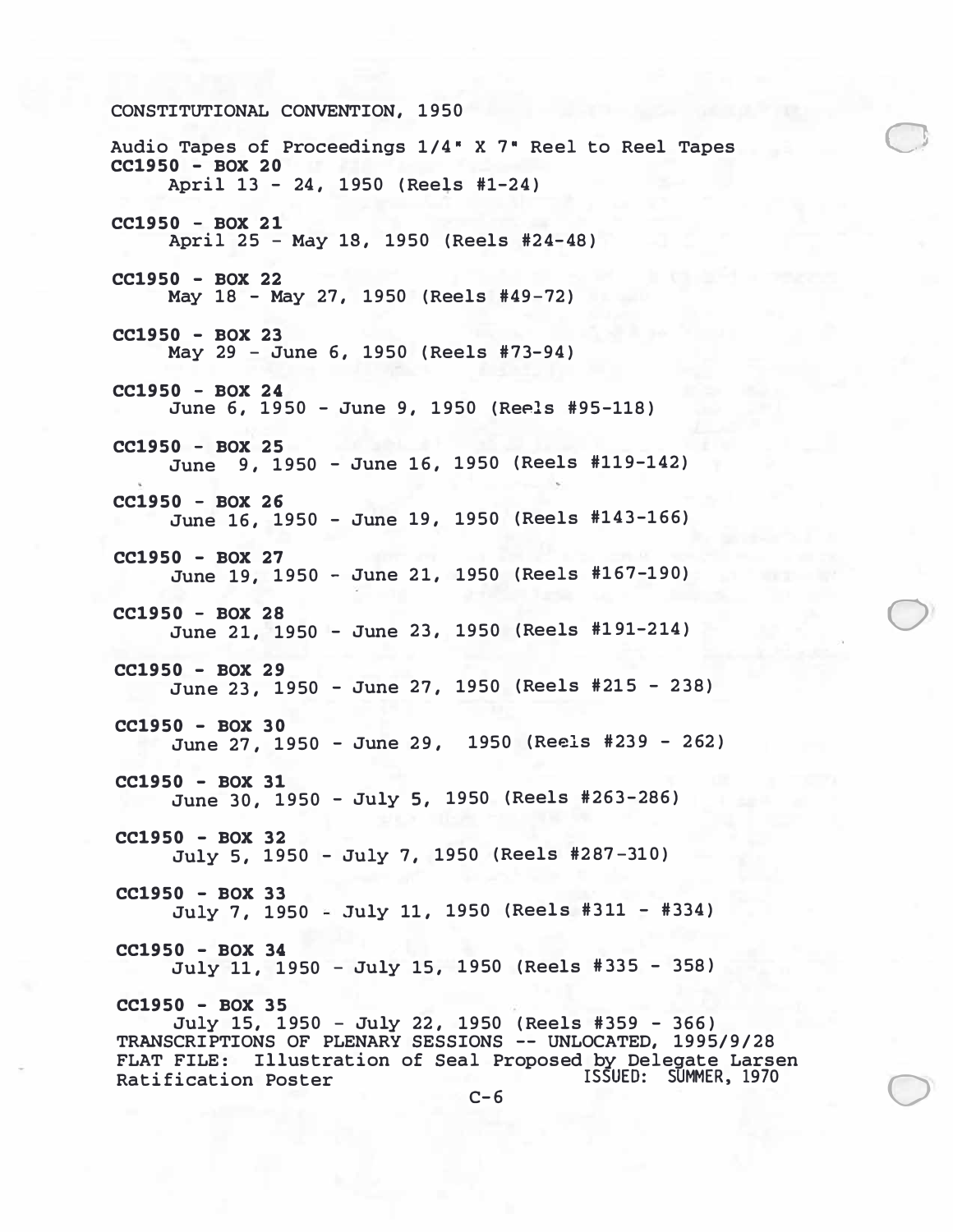CONSTITUTIONAL CONVENTION, 1950

Audio Tapes of Proceedings 1/4" X 7" Reel to Reel Tapes

**CC1950 - BOX 20**
April 13 - 24, 1950 (Reels #1-24)

**CC1950 - BOX 21**
April 25 - May 18, 1950 (Reels #24-48)

**CC1950 - BOX 22**
May 18 - May 27, 1950 (Reels #49-72)

**CC1950 - BOX 23**
May 29 - June 6, 1950 (Reels #73-94)

**CC1950 - BOX 24**
June 6, 1950 - June 9, 1950 (Reels #95-118)

**CC1950 - BOX 25**
June 9, 1950 - June 16, 1950 (Reels #119-142)

**CC1950 - BOX 26**
June 16, 1950 - June 19, 1950 (Reels #143-166)

**CC1950 - BOX 27**
June 19, 1950 - June 21, 1950 (Reels #167-190)

**CC1950 - BOX 28**
June 21, 1950 - June 23, 1950 (Reels #191-214)

**CC1950 - BOX 29**
June 23, 1950 - June 27, 1950 (Reels #215 - 238)

**CC1950 - BOX 30**
June 27, 1950 - June 29, 1950 (Reels #239 - 262)

**CC1950 - BOX 31**
June 30, 1950 - July 5, 1950 (Reels #263-286)

**CC1950 - BOX 32**
July 5, 1950 - July 7, 1950 (Reels #287-310)

**CC1950 - BOX 33**
July 7, 1950 - July 11, 1950 (Reels #311 - #334)

**CC1950 - BOX 34**
July 11, 1950 - July 15, 1950 (Reels #335 - 358)

**CC1950 - BOX 35**
July 15, 1950 - July 22, 1950 (Reels #359 - 366)

TRANSCRIPTIONS OF PLENARY SESSIONS -- UNLOCATED, 1995/9/28

FLAT FILE: Illustration of Seal Proposed by Delegate Larsen

Ratification Poster

ISSUED: SUMMER, 1970